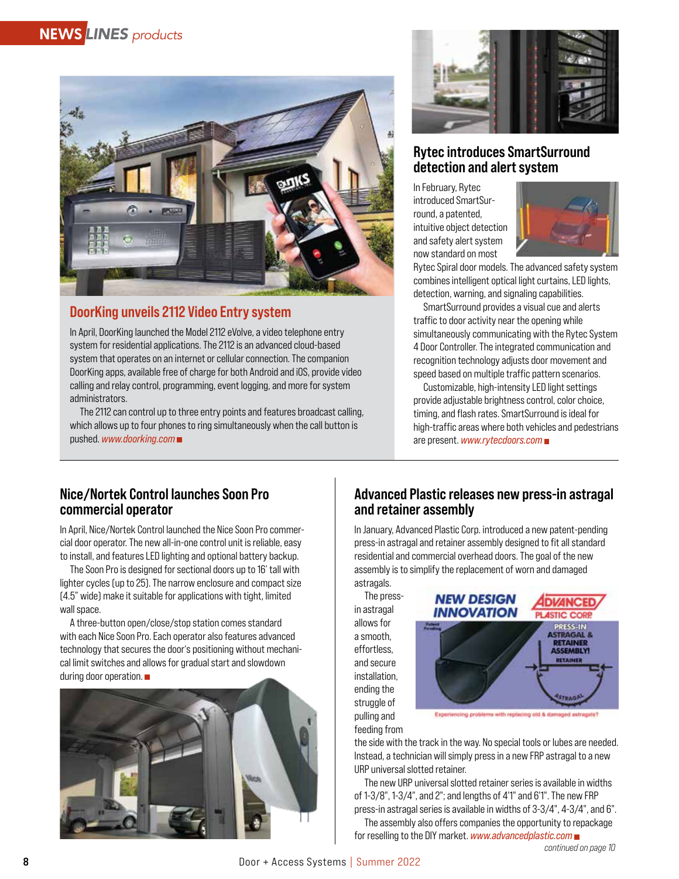## NEWS LINES *products*

## DoorKing unveils 2112 Video Entry system

In April, DoorKing launched the Model 2112 eVolve, a video telephone entry system for residential applications. The 2112 is an advanced cloud-based system that operates on an internet or cellular connection. The companion DoorKing apps, available free of charge for both Android and iOS, provide video calling and relay control, programming, event logging, and more for system administrators.

The 2112 can control up to three entry points and features broadcast calling, which allows up to four phones to ring simultaneously when the call button is pushed. *www.doorking.com*

## Rytec introduces SmartSurround detection and alert system

In February, Rytec introduced SmartSurround, a patented, intuitive object detection and safety alert system now standard on most Rytec Spiral door models. The advanced safety system combines intelligent optical light curtains, LED lights, detection, warning, and signaling capabilities.

SmartSurround provides a visual cue and alerts traffic to door activity near the opening while simultaneously communicating with the Rytec System 4 Door Controller. The integrated communication and recognition technology adjusts door movement and speed based on multiple traffic pattern scenarios.

Customizable, high-intensity LED light settings provide adjustable brightness control, color choice, timing, and flash rates. SmartSurround is ideal for high-traffic areas where both vehicles and pedestrians are present. *www.rytecdoors.com*

## Nice/Nortek Control launches Soon Pro commercial operator

In April, Nice/Nortek Control launched the Nice Soon Pro commercial door operator. The new all-in-one control unit is reliable, easy to install, and features LED lighting and optional battery backup.

The Soon Pro is designed for sectional doors up to 16' tall with lighter cycles (up to 25). The narrow enclosure and compact size (4.5" wide) make it suitable for applications with tight, limited wall space.

A three-button open/close/stop station comes standard with each Nice Soon Pro. Each operator also features advanced technology that secures the door's positioning without mechanical limit switches and allows for gradual start and slowdown during door operation.

## Advanced Plastic releases new press-in astragal and retainer assembly

In January, Advanced Plastic Corp. introduced a new patent-pending press-in astragal and retainer assembly designed to fit all standard residential and commercial overhead doors. The goal of the new assembly is to simplify the replacement of worn and damaged astragals.

The press-in astragal allows for a smooth, effortless, and secure installation, ending the struggle of pulling and feeding from the side with the track in the way. No special tools or lubes are needed. Instead, a technician will simply press in a new FRP astragal to a new URP universal slotted retainer.

The new URP universal slotted retainer series is available in widths of 1-3/8", 1-3/4", and 2"; and lengths of 4'1" and 6'1". The new FRP press-in astragal series is available in widths of 3-3/4", 4-3/4", and 6".

The assembly also offers companies the opportunity to repackage for reselling to the DIY market. *www.advancedplastic.com*

*continued on page 10*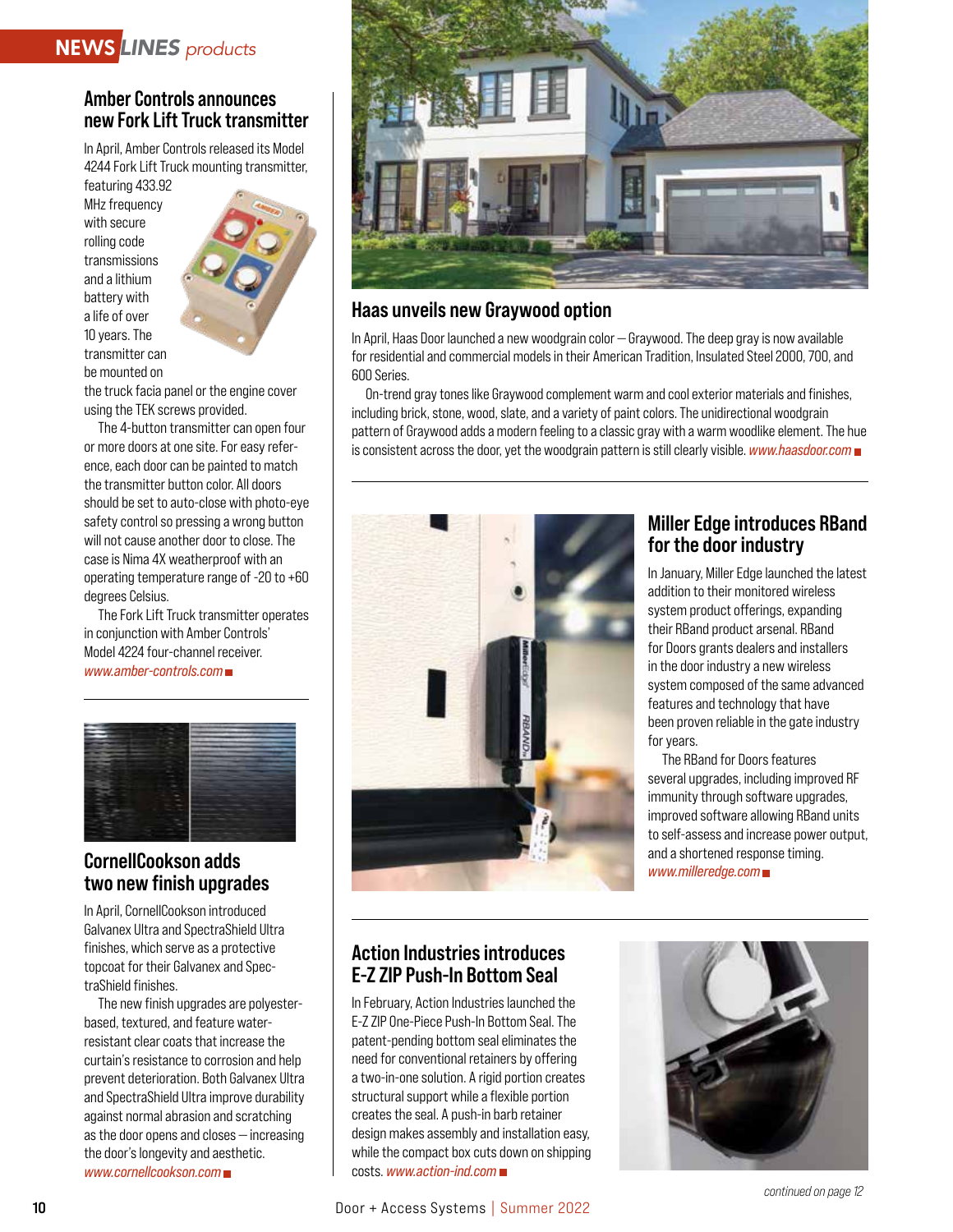## Amber Controls announces new Fork Lift Truck transmitter

In April, Amber Controls released its Model 4244 Fork Lift Truck mounting transmitter, featuring 433.92 MHz frequency with secure rolling code transmissions and a lithium battery with a life of over 10 years. The transmitter can be mounted on the truck facia panel or the engine cover using the TEK screws provided.

The 4-button transmitter can open four or more doors at one site. For easy reference, each door can be painted to match the transmitter button color. All doors should be set to auto-close with photo-eye safety control so pressing a wrong button will not cause another door to close. The case is Nima 4X weatherproof with an operating temperature range of -20 to +60 degrees Celsius.

The Fork Lift Truck transmitter operates in conjunction with Amber Controls' Model 4224 four-channel receiver. *www.amber-controls.com*

## CornellCookson adds two new finish upgrades

In April, CornellCookson introduced Galvanex Ultra and SpectraShield Ultra finishes, which serve as a protective topcoat for their Galvanex and SpectraShield finishes.

The new finish upgrades are polyester-based, textured, and feature water-resistant clear coats that increase the curtain's resistance to corrosion and help prevent deterioration. Both Galvanex Ultra and SpectraShield Ultra improve durability against normal abrasion and scratching as the door opens and closes — increasing the door's longevity and aesthetic. *www.cornellcookson.com*

## Haas unveils new Graywood option

In April, Haas Door launched a new woodgrain color — Graywood. The deep gray is now available for residential and commercial models in their American Tradition, Insulated Steel 2000, 700, and 600 Series.

On-trend gray tones like Graywood complement warm and cool exterior materials and finishes, including brick, stone, wood, slate, and a variety of paint colors. The unidirectional woodgrain pattern of Graywood adds a modern feeling to a classic gray with a warm woodlike element. The hue is consistent across the door, yet the woodgrain pattern is still clearly visible. *www.haasdoor.com*

## Miller Edge introduces RBand for the door industry

In January, Miller Edge launched the latest addition to their monitored wireless system product offerings, expanding their RBand product arsenal. RBand for Doors grants dealers and installers in the door industry a new wireless system composed of the same advanced features and technology that have been proven reliable in the gate industry for years.

The RBand for Doors features several upgrades, including improved RF immunity through software upgrades, improved software allowing RBand units to self-assess and increase power output, and a shortened response timing. *www.milleredge.com*

## Action Industries introduces E-Z ZIP Push-In Bottom Seal

In February, Action Industries launched the E-Z ZIP One-Piece Push-In Bottom Seal. The patent-pending bottom seal eliminates the need for conventional retainers by offering a two-in-one solution. A rigid portion creates structural support while a flexible portion creates the seal. A push-in barb retainer design makes assembly and installation easy, while the compact box cuts down on shipping costs. *www.action-ind.com*

*continued on page 12*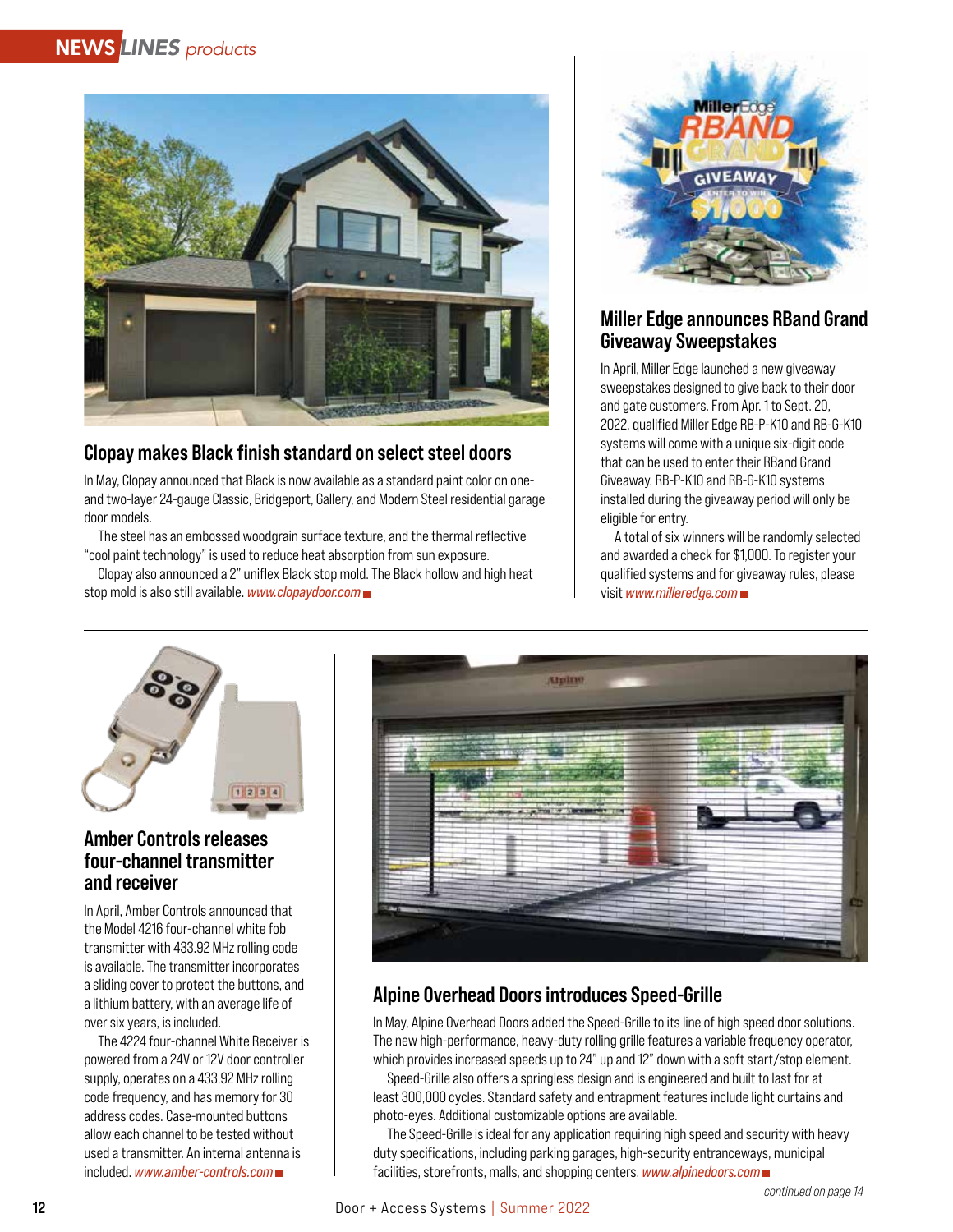## Clopay makes Black finish standard on select steel doors

In May, Clopay announced that Black is now available as a standard paint color on one- and two-layer 24-gauge Classic, Bridgeport, Gallery, and Modern Steel residential garage door models.

The steel has an embossed woodgrain surface texture, and the thermal reflective "cool paint technology" is used to reduce heat absorption from sun exposure.

Clopay also announced a 2" uniflex Black stop mold. The Black hollow and high heat stop mold is also still available. *www.clopaydoor.com*

## Miller Edge announces RBand Grand Giveaway Sweepstakes

In April, Miller Edge launched a new giveaway sweepstakes designed to give back to their door and gate customers. From Apr. 1 to Sept. 20, 2022, qualified Miller Edge RB-P-K10 and RB-G-K10 systems will come with a unique six-digit code that can be used to enter their RBand Grand Giveaway. RB-P-K10 and RB-G-K10 systems installed during the giveaway period will only be eligible for entry.

A total of six winners will be randomly selected and awarded a check for $1,000. To register your qualified systems and for giveaway rules, please visit *www.milleredge.com*

## Amber Controls releases four-channel transmitter and receiver

In April, Amber Controls announced that the Model 4216 four-channel white fob transmitter with 433.92 MHz rolling code is available. The transmitter incorporates a sliding cover to protect the buttons, and a lithium battery, with an average life of over six years, is included.

The 4224 four-channel White Receiver is powered from a 24V or 12V door controller supply, operates on a 433.92 MHz rolling code frequency, and has memory for 30 address codes. Case-mounted buttons allow each channel to be tested without used a transmitter. An internal antenna is included. *www.amber-controls.com*

## Alpine Overhead Doors introduces Speed-Grille

In May, Alpine Overhead Doors added the Speed-Grille to its line of high speed door solutions. The new high-performance, heavy-duty rolling grille features a variable frequency operator, which provides increased speeds up to 24" up and 12" down with a soft start/stop element.

Speed-Grille also offers a springless design and is engineered and built to last for at least 300,000 cycles. Standard safety and entrapment features include light curtains and photo-eyes. Additional customizable options are available.

The Speed-Grille is ideal for any application requiring high speed and security with heavy duty specifications, including parking garages, high-security entranceways, municipal facilities, storefronts, malls, and shopping centers. *www.alpinedoors.com*

*continued on page 14*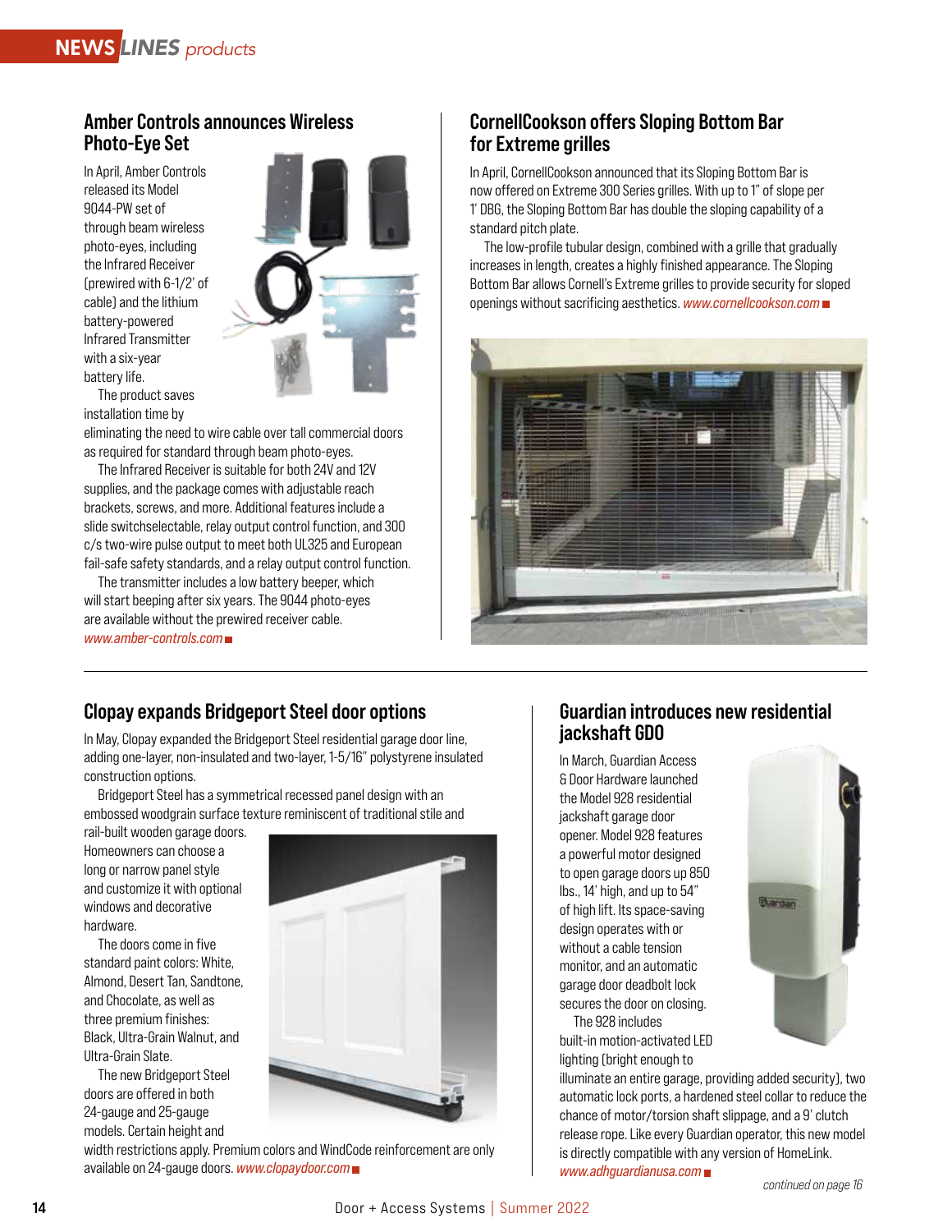# NEWS LINES products

## Amber Controls announces Wireless Photo-Eye Set

In April, Amber Controls released its Model 9044-PW set of through beam wireless photo-eyes, including the Infrared Receiver (prewired with 6-1/2' of cable) and the lithium battery-powered Infrared Transmitter with a six-year battery life.

The product saves installation time by eliminating the need to wire cable over tall commercial doors as required for standard through beam photo-eyes.

The Infrared Receiver is suitable for both 24V and 12V supplies, and the package comes with adjustable reach brackets, screws, and more. Additional features include a slide switchselectable, relay output control function, and 300 c/s two-wire pulse output to meet both UL325 and European fail-safe safety standards, and a relay output control function.

The transmitter includes a low battery beeper, which will start beeping after six years. The 9044 photo-eyes are available without the prewired receiver cable. *www.amber-controls.com*

## CornellCookson offers Sloping Bottom Bar for Extreme grilles

In April, CornellCookson announced that its Sloping Bottom Bar is now offered on Extreme 300 Series grilles. With up to 1" of slope per 1' DBG, the Sloping Bottom Bar has double the sloping capability of a standard pitch plate.

The low-profile tubular design, combined with a grille that gradually increases in length, creates a highly finished appearance. The Sloping Bottom Bar allows Cornell's Extreme grilles to provide security for sloped openings without sacrificing aesthetics. *www.cornellcookson.com*

## Clopay expands Bridgeport Steel door options

In May, Clopay expanded the Bridgeport Steel residential garage door line, adding one-layer, non-insulated and two-layer, 1-5/16" polystyrene insulated construction options.

Bridgeport Steel has a symmetrical recessed panel design with an embossed woodgrain surface texture reminiscent of traditional stile and rail-built wooden garage doors. Homeowners can choose a long or narrow panel style and customize it with optional windows and decorative hardware.

The doors come in five standard paint colors: White, Almond, Desert Tan, Sandtone, and Chocolate, as well as three premium finishes: Black, Ultra-Grain Walnut, and Ultra-Grain Slate.

The new Bridgeport Steel doors are offered in both 24-gauge and 25-gauge models. Certain height and width restrictions apply. Premium colors and WindCode reinforcement are only available on 24-gauge doors. *www.clopaydoor.com*

## Guardian introduces new residential jackshaft GDO

In March, Guardian Access & Door Hardware launched the Model 928 residential jackshaft garage door opener. Model 928 features a powerful motor designed to open garage doors up 850 lbs., 14' high, and up to 54" of high lift. Its space-saving design operates with or without a cable tension monitor, and an automatic garage door deadbolt lock secures the door on closing.

The 928 includes built-in motion-activated LED lighting (bright enough to illuminate an entire garage, providing added security), two automatic lock ports, a hardened steel collar to reduce the chance of motor/torsion shaft slippage, and a 9' clutch release rope. Like every Guardian operator, this new model is directly compatible with any version of HomeLink. *www.adhguardianusa.com*

*continued on page 16*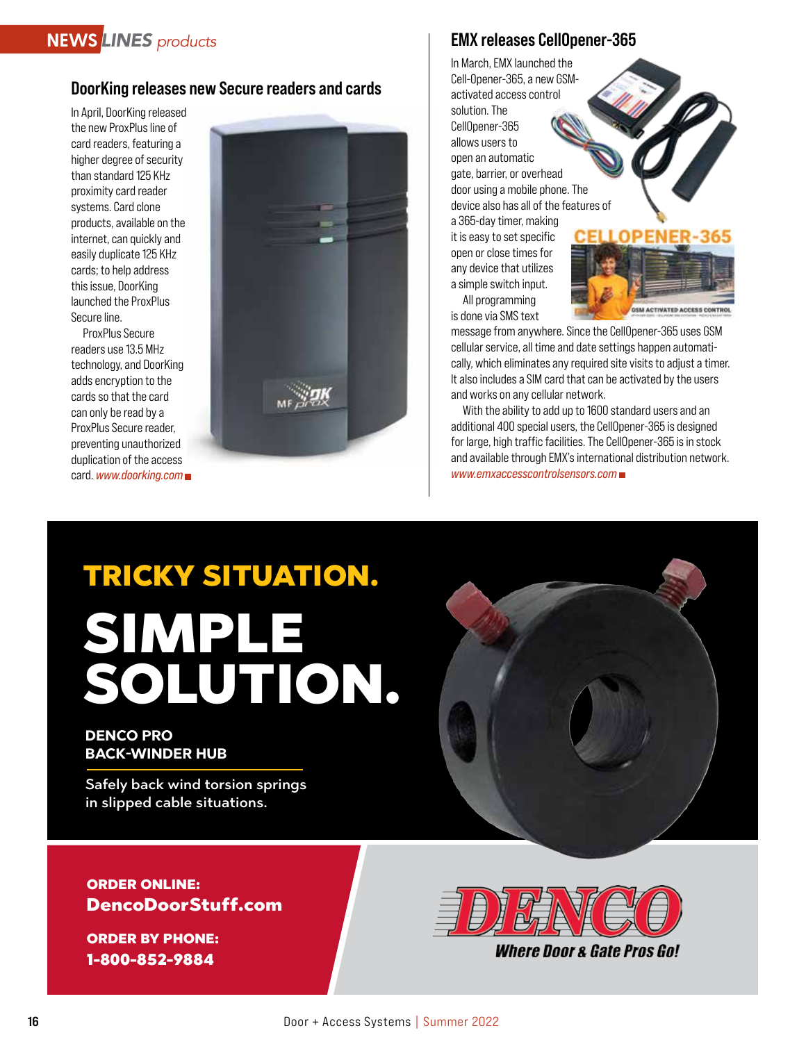## NEWS LINES *products*

### DoorKing releases new Secure readers and cards

In April, DoorKing released the new ProxPlus line of card readers, featuring a higher degree of security than standard 125 KHz proximity card reader systems. Card clone products, available on the internet, can quickly and easily duplicate 125 KHz cards; to help address this issue, DoorKing launched the ProxPlus Secure line.

ProxPlus Secure readers use 13.5 MHz technology, and DoorKing adds encryption to the cards so that the card can only be read by a ProxPlus Secure reader, preventing unauthorized duplication of the access card. *www.doorking.com*

### EMX releases CellOpener-365

In March, EMX launched the Cell-Opener-365, a new GSM-activated access control solution. The CellOpener-365 allows users to open an automatic gate, barrier, or overhead door using a mobile phone. The device also has all of the features of a 365-day timer, making it is easy to set specific open or close times for any device that utilizes a simple switch input.

All programming is done via SMS text message from anywhere. Since the CellOpener-365 uses GSM cellular service, all time and date settings happen automatically, which eliminates any required site visits to adjust a timer. It also includes a SIM card that can be activated by the users and works on any cellular network.

With the ability to add up to 1600 standard users and an additional 400 special users, the CellOpener-365 is designed for large, high traffic facilities. The CellOpener-365 is in stock and available through EMX's international distribution network. *www.emxaccesscontrolsensors.com*

**TRICKY SITUATION.**

**SIMPLE SOLUTION.**

**DENCO PRO BACK-WINDER HUB**

Safely back wind torsion springs in slipped cable situations.

**ORDER ONLINE:** DencoDoorStuff.com

**ORDER BY PHONE:** 1-800-852-9884

DENCO — Where Door & Gate Pros Go!